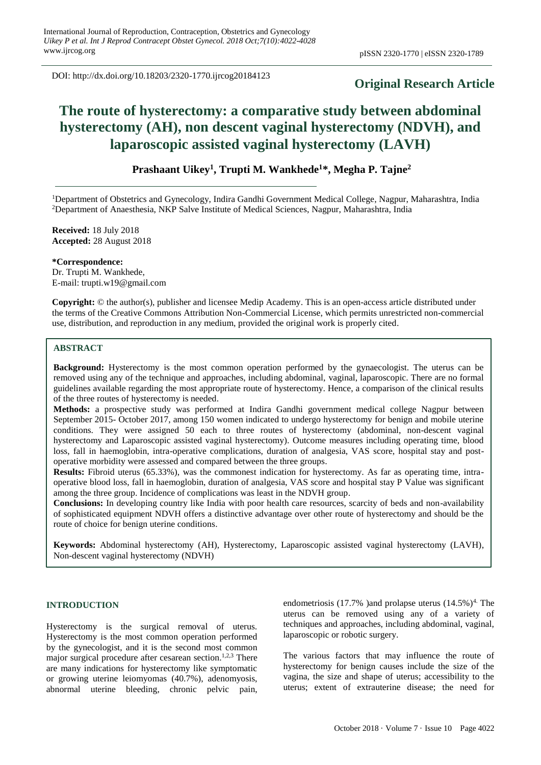DOI: http://dx.doi.org/10.18203/2320-1770.ijrcog20184123

**Original Research Article**

# The route of hysterectomy: a comparative study between abdominal hysterectomy (AH), non descent vaginal hysterectomy (NDVH), and laparoscopic assisted vaginal hysterectomy (LAVH)

**Prashaant Uikey[1], Trupti M. Wankhede[1]*, Megha P. Tajne[2]**

[1]Department of Obstetrics and Gynecology, Indira Gandhi Government Medical College, Nagpur, Maharashtra, India
[2]Department of Anaesthesia, NKP Salve Institute of Medical Sciences, Nagpur, Maharashtra, India

**Received:** 18 July 2018
**Accepted:** 28 August 2018

**\*Correspondence:**
Dr. Trupti M. Wankhede,
E-mail: trupti.w19@gmail.com

**Copyright:** © the author(s), publisher and licensee Medip Academy. This is an open-access article distributed under the terms of the Creative Commons Attribution Non-Commercial License, which permits unrestricted non-commercial use, distribution, and reproduction in any medium, provided the original work is properly cited.

## ABSTRACT

**Background:** Hysterectomy is the most common operation performed by the gynaecologist. The uterus can be removed using any of the technique and approaches, including abdominal, vaginal, laparoscopic. There are no formal guidelines available regarding the most appropriate route of hysterectomy. Hence, a comparison of the clinical results of the three routes of hysterectomy is needed.

**Methods:** a prospective study was performed at Indira Gandhi government medical college Nagpur between September 2015- October 2017, among 150 women indicated to undergo hysterectomy for benign and mobile uterine conditions. They were assigned 50 each to three routes of hysterectomy (abdominal, non-descent vaginal hysterectomy and Laparoscopic assisted vaginal hysterectomy). Outcome measures including operating time, blood loss, fall in haemoglobin, intra-operative complications, duration of analgesia, VAS score, hospital stay and post-operative morbidity were assessed and compared between the three groups.

**Results:** Fibroid uterus (65.33%), was the commonest indication for hysterectomy. As far as operating time, intra-operative blood loss, fall in haemoglobin, duration of analgesia, VAS score and hospital stay P Value was significant among the three group. Incidence of complications was least in the NDVH group.

**Conclusions:** In developing country like India with poor health care resources, scarcity of beds and non-availability of sophisticated equipment NDVH offers a distinctive advantage over other route of hysterectomy and should be the route of choice for benign uterine conditions.

**Keywords:** Abdominal hysterectomy (AH), Hysterectomy, Laparoscopic assisted vaginal hysterectomy (LAVH), Non-descent vaginal hysterectomy (NDVH)

## INTRODUCTION

Hysterectomy is the surgical removal of uterus. Hysterectomy is the most common operation performed by the gynecologist, and it is the second most common major surgical procedure after cesarean section.[1,2,3] There are many indications for hysterectomy like symptomatic or growing uterine leiomyomas (40.7%), adenomyosis, abnormal uterine bleeding, chronic pelvic pain, endometriosis (17.7% )and prolapse uterus (14.5%)[4]. The uterus can be removed using any of a variety of techniques and approaches, including abdominal, vaginal, laparoscopic or robotic surgery.

The various factors that may influence the route of hysterectomy for benign causes include the size of the vagina, the size and shape of uterus; accessibility to the uterus; extent of extrauterine disease; the need for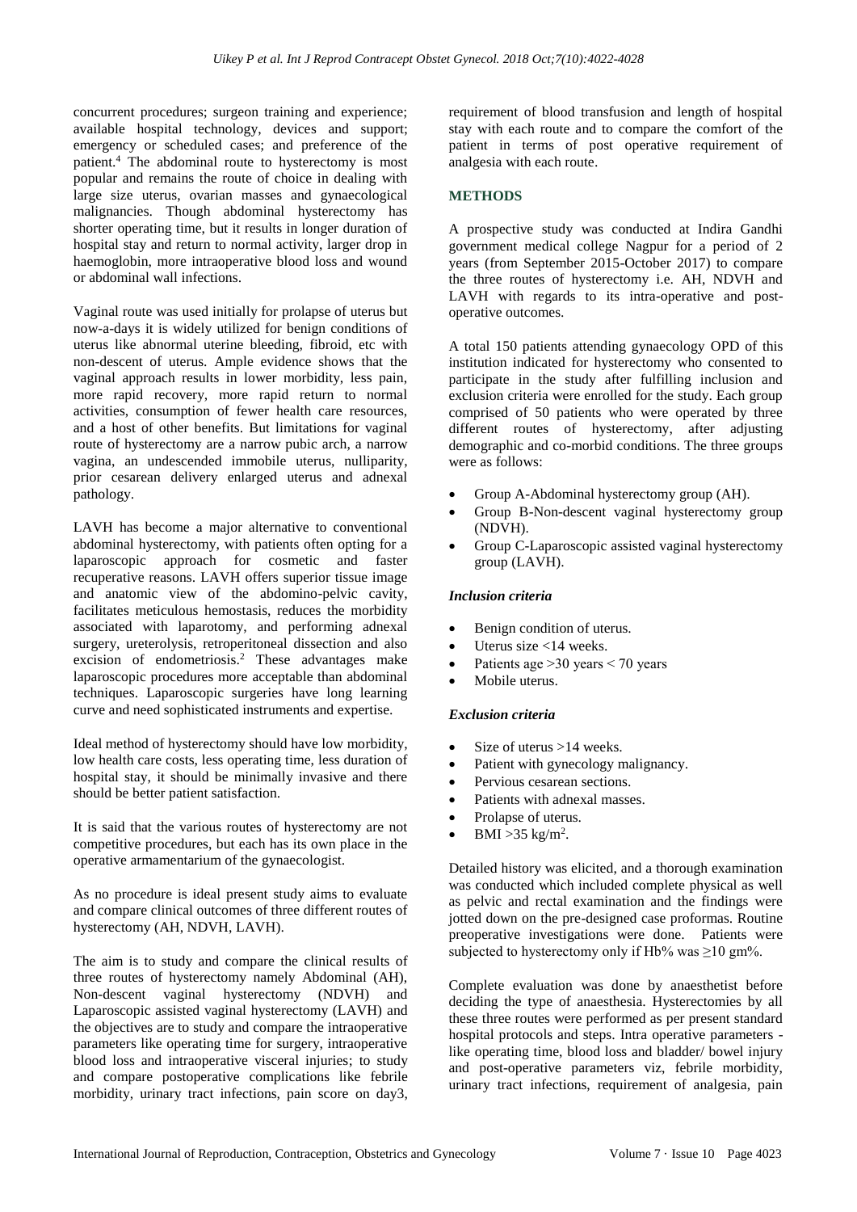concurrent procedures; surgeon training and experience; available hospital technology, devices and support; emergency or scheduled cases; and preference of the patient.[4] The abdominal route to hysterectomy is most popular and remains the route of choice in dealing with large size uterus, ovarian masses and gynaecological malignancies. Though abdominal hysterectomy has shorter operating time, but it results in longer duration of hospital stay and return to normal activity, larger drop in haemoglobin, more intraoperative blood loss and wound or abdominal wall infections.

Vaginal route was used initially for prolapse of uterus but now-a-days it is widely utilized for benign conditions of uterus like abnormal uterine bleeding, fibroid, etc with non-descent of uterus. Ample evidence shows that the vaginal approach results in lower morbidity, less pain, more rapid recovery, more rapid return to normal activities, consumption of fewer health care resources, and a host of other benefits. But limitations for vaginal route of hysterectomy are a narrow pubic arch, a narrow vagina, an undescended immobile uterus, nulliparity, prior cesarean delivery enlarged uterus and adnexal pathology.

LAVH has become a major alternative to conventional abdominal hysterectomy, with patients often opting for a laparoscopic approach for cosmetic and faster recuperative reasons. LAVH offers superior tissue image and anatomic view of the abdomino-pelvic cavity, facilitates meticulous hemostasis, reduces the morbidity associated with laparotomy, and performing adnexal surgery, ureterolysis, retroperitoneal dissection and also excision of endometriosis.[2] These advantages make laparoscopic procedures more acceptable than abdominal techniques. Laparoscopic surgeries have long learning curve and need sophisticated instruments and expertise.

Ideal method of hysterectomy should have low morbidity, low health care costs, less operating time, less duration of hospital stay, it should be minimally invasive and there should be better patient satisfaction.

It is said that the various routes of hysterectomy are not competitive procedures, but each has its own place in the operative armamentarium of the gynaecologist.

As no procedure is ideal present study aims to evaluate and compare clinical outcomes of three different routes of hysterectomy (AH, NDVH, LAVH).

The aim is to study and compare the clinical results of three routes of hysterectomy namely Abdominal (AH), Non-descent vaginal hysterectomy (NDVH) and Laparoscopic assisted vaginal hysterectomy (LAVH) and the objectives are to study and compare the intraoperative parameters like operating time for surgery, intraoperative blood loss and intraoperative visceral injuries; to study and compare postoperative complications like febrile morbidity, urinary tract infections, pain score on day3, requirement of blood transfusion and length of hospital stay with each route and to compare the comfort of the patient in terms of post operative requirement of analgesia with each route.

## METHODS

A prospective study was conducted at Indira Gandhi government medical college Nagpur for a period of 2 years (from September 2015-October 2017) to compare the three routes of hysterectomy i.e. AH, NDVH and LAVH with regards to its intra-operative and post-operative outcomes.

A total 150 patients attending gynaecology OPD of this institution indicated for hysterectomy who consented to participate in the study after fulfilling inclusion and exclusion criteria were enrolled for the study. Each group comprised of 50 patients who were operated by three different routes of hysterectomy, after adjusting demographic and co-morbid conditions. The three groups were as follows:

- Group A-Abdominal hysterectomy group (AH).
- Group B-Non-descent vaginal hysterectomy group (NDVH).
- Group C-Laparoscopic assisted vaginal hysterectomy group (LAVH).

### *Inclusion criteria*

- Benign condition of uterus.
- Uterus size <14 weeks.
- Patients age >30 years < 70 years
- Mobile uterus.

### *Exclusion criteria*

- Size of uterus >14 weeks.
- Patient with gynecology malignancy.
- Pervious cesarean sections.
- Patients with adnexal masses.
- Prolapse of uterus.
- BMI >35 kg/m$^2$.

Detailed history was elicited, and a thorough examination was conducted which included complete physical as well as pelvic and rectal examination and the findings were jotted down on the pre-designed case proformas. Routine preoperative investigations were done. Patients were subjected to hysterectomy only if Hb% was ≥10 gm%.

Complete evaluation was done by anaesthetist before deciding the type of anaesthesia. Hysterectomies by all these three routes were performed as per present standard hospital protocols and steps. Intra operative parameters - like operating time, blood loss and bladder/ bowel injury and post-operative parameters viz, febrile morbidity, urinary tract infections, requirement of analgesia, pain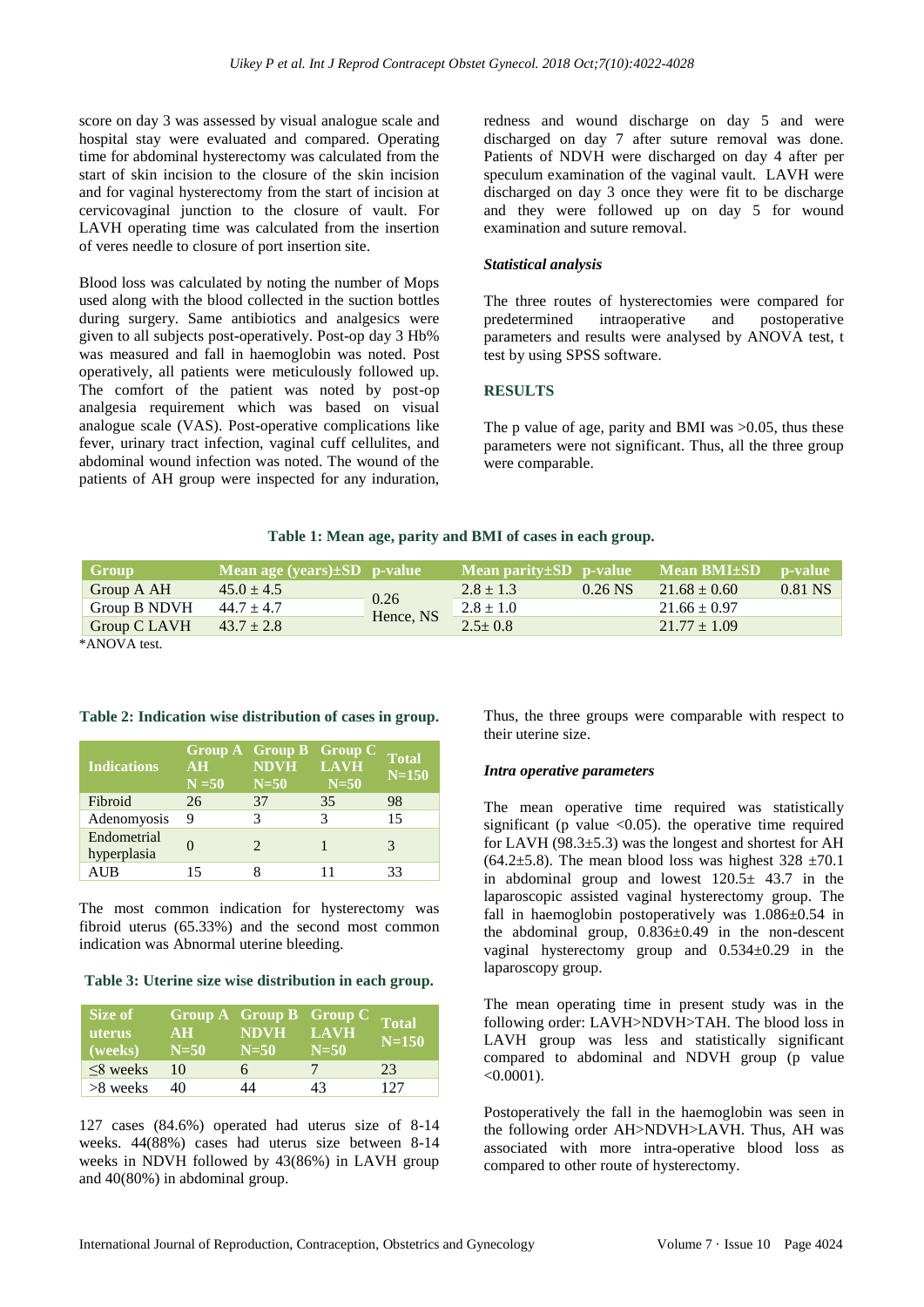score on day 3 was assessed by visual analogue scale and hospital stay were evaluated and compared. Operating time for abdominal hysterectomy was calculated from the start of skin incision to the closure of the skin incision and for vaginal hysterectomy from the start of incision at cervicovaginal junction to the closure of vault. For LAVH operating time was calculated from the insertion of veres needle to closure of port insertion site.

Blood loss was calculated by noting the number of Mops used along with the blood collected in the suction bottles during surgery. Same antibiotics and analgesics were given to all subjects post-operatively. Post-op day 3 Hb% was measured and fall in haemoglobin was noted. Post operatively, all patients were meticulously followed up. The comfort of the patient was noted by post-op analgesia requirement which was based on visual analogue scale (VAS). Post-operative complications like fever, urinary tract infection, vaginal cuff cellulites, and abdominal wound infection was noted. The wound of the patients of AH group were inspected for any induration, redness and wound discharge on day 5 and were discharged on day 7 after suture removal was done. Patients of NDVH were discharged on day 4 after per speculum examination of the vaginal vault. LAVH were discharged on day 3 once they were fit to be discharge and they were followed up on day 5 for wound examination and suture removal.

### *Statistical analysis*

The three routes of hysterectomies were compared for predetermined intraoperative and postoperative parameters and results were analysed by ANOVA test, t test by using SPSS software.

## RESULTS

The p value of age, parity and BMI was >0.05, thus these parameters were not significant. Thus, all the three group were comparable.

**Table 1: Mean age, parity and BMI of cases in each group.**

| Group | Mean age (years)±SD | p-value | Mean parity±SD | p-value | Mean BMI±SD | p-value |
|---|---|---|---|---|---|---|
| Group A AH | 45.0 ± 4.5 | 0.26 Hence, NS | 2.8 ± 1.3 | 0.26 NS | 21.68 ± 0.60 | 0.81 NS |
| Group B NDVH | 44.7 ± 4.7 | | 2.8 ± 1.0 | | 21.66 ± 0.97 | |
| Group C LAVH | 43.7 ± 2.8 | | 2.5± 0.8 | | 21.77 ± 1.09 | |

*ANOVA test.

**Table 2: Indication wise distribution of cases in group.**

| Indications | Group A AH N =50 | Group B NDVH N=50 | Group C LAVH N=50 | Total N=150 |
|---|---|---|---|---|
| Fibroid | 26 | 37 | 35 | 98 |
| Adenomyosis | 9 | 3 | 3 | 15 |
| Endometrial hyperplasia | 0 | 2 | 1 | 3 |
| AUB | 15 | 8 | 11 | 33 |

The most common indication for hysterectomy was fibroid uterus (65.33%) and the second most common indication was Abnormal uterine bleeding.

**Table 3: Uterine size wise distribution in each group.**

| Size of uterus (weeks) | Group A AH N=50 | Group B NDVH N=50 | Group C LAVH N=50 | Total N=150 |
|---|---|---|---|---|
| ≤8 weeks | 10 | 6 | 7 | 23 |
| >8 weeks | 40 | 44 | 43 | 127 |

127 cases (84.6%) operated had uterus size of 8-14 weeks. 44(88%) cases had uterus size between 8-14 weeks in NDVH followed by 43(86%) in LAVH group and 40(80%) in abdominal group.

Thus, the three groups were comparable with respect to their uterine size.

### *Intra operative parameters*

The mean operative time required was statistically significant (p value <0.05). the operative time required for LAVH (98.3±5.3) was the longest and shortest for AH (64.2±5.8). The mean blood loss was highest 328 ±70.1 in abdominal group and lowest 120.5± 43.7 in the laparoscopic assisted vaginal hysterectomy group. The fall in haemoglobin postoperatively was 1.086±0.54 in the abdominal group, 0.836±0.49 in the non-descent vaginal hysterectomy group and 0.534±0.29 in the laparoscopy group.

The mean operating time in present study was in the following order: LAVH>NDVH>TAH. The blood loss in LAVH group was less and statistically significant compared to abdominal and NDVH group (p value <0.0001).

Postoperatively the fall in the haemoglobin was seen in the following order AH>NDVH>LAVH. Thus, AH was associated with more intra-operative blood loss as compared to other route of hysterectomy.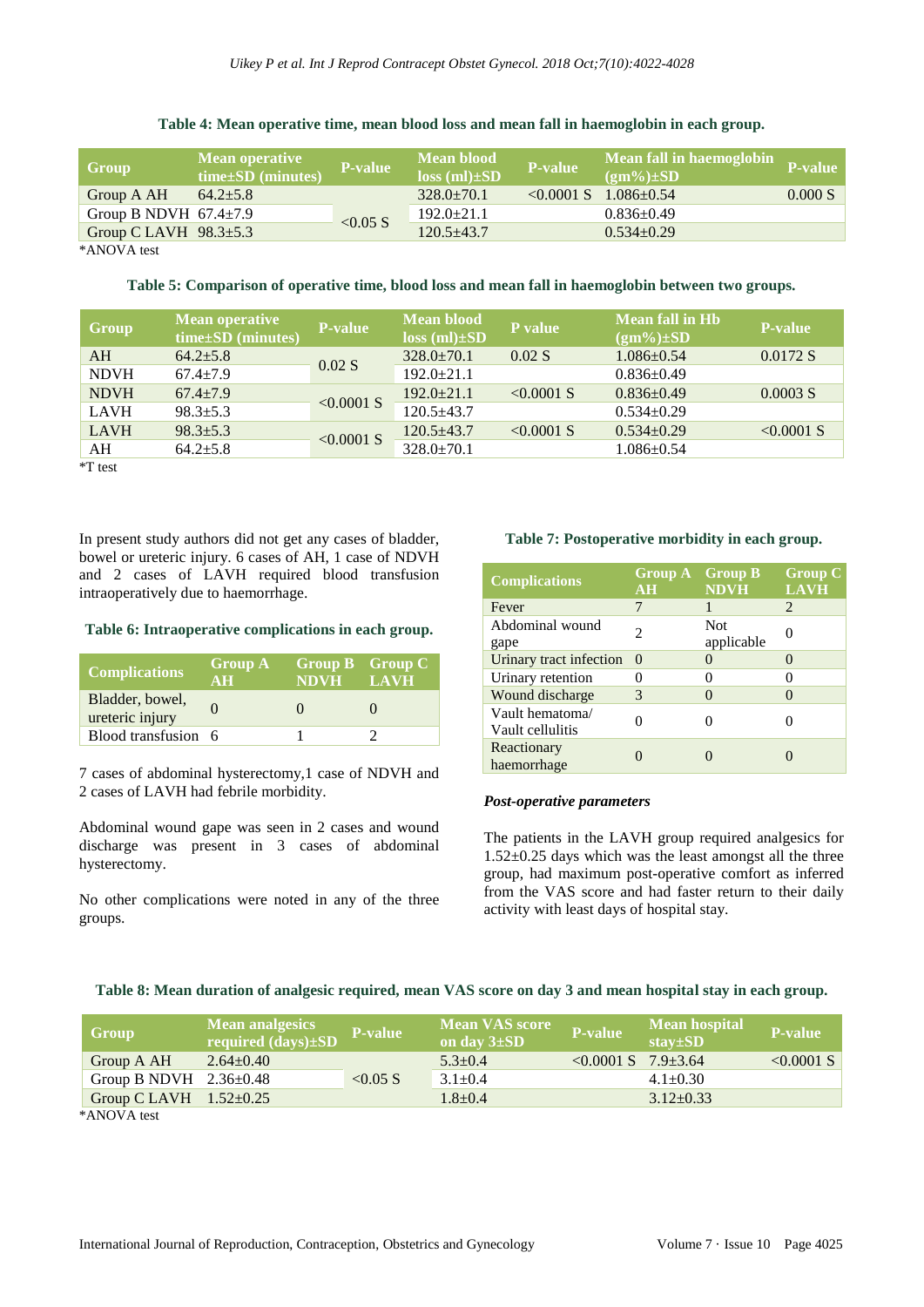**Table 4: Mean operative time, mean blood loss and mean fall in haemoglobin in each group.**

| Group | Mean operative time±SD (minutes) | P-value | Mean blood loss (ml)±SD | P-value | Mean fall in haemoglobin (gm%)±SD | P-value |
|---|---|---|---|---|---|---|
| Group A AH | 64.2±5.8 | <0.05 S | 328.0±70.1 | <0.0001 S | 1.086±0.54 | 0.000 S |
| Group B NDVH | 67.4±7.9 | | 192.0±21.1 | | 0.836±0.49 | |
| Group C LAVH | 98.3±5.3 | | 120.5±43.7 | | 0.534±0.29 | |

*ANOVA test

**Table 5: Comparison of operative time, blood loss and mean fall in haemoglobin between two groups.**

| Group | Mean operative time±SD (minutes) | P-value | Mean blood loss (ml)±SD | P value | Mean fall in Hb (gm%)±SD | P-value |
|---|---|---|---|---|---|---|
| AH | 64.2±5.8 | 0.02 S | 328.0±70.1 | 0.02 S | 1.086±0.54 | 0.0172 S |
| NDVH | 67.4±7.9 | | 192.0±21.1 | | 0.836±0.49 | |
| NDVH | 67.4±7.9 | <0.0001 S | 192.0±21.1 | <0.0001 S | 0.836±0.49 | 0.0003 S |
| LAVH | 98.3±5.3 | | 120.5±43.7 | | 0.534±0.29 | |
| LAVH | 98.3±5.3 | <0.0001 S | 120.5±43.7 | <0.0001 S | 0.534±0.29 | <0.0001 S |
| AH | 64.2±5.8 | | 328.0±70.1 | | 1.086±0.54 | |

*T test

In present study authors did not get any cases of bladder, bowel or ureteric injury. 6 cases of AH, 1 case of NDVH and 2 cases of LAVH required blood transfusion intraoperatively due to haemorrhage.

**Table 6: Intraoperative complications in each group.**

| Complications | Group A AH | Group B NDVH | Group C LAVH |
|---|---|---|---|
| Bladder, bowel, ureteric injury | 0 | 0 | 0 |
| Blood transfusion | 6 | 1 | 2 |

7 cases of abdominal hysterectomy,1 case of NDVH and 2 cases of LAVH had febrile morbidity.

Abdominal wound gape was seen in 2 cases and wound discharge was present in 3 cases of abdominal hysterectomy.

No other complications were noted in any of the three groups.

**Table 7: Postoperative morbidity in each group.**

| Complications | Group A AH | Group B NDVH | Group C LAVH |
|---|---|---|---|
| Fever | 7 | 1 | 2 |
| Abdominal wound gape | 2 | Not applicable | 0 |
| Urinary tract infection | 0 | 0 | 0 |
| Urinary retention | 0 | 0 | 0 |
| Wound discharge | 3 | 0 | 0 |
| Vault hematoma/ Vault cellulitis | 0 | 0 | 0 |
| Reactionary haemorrhage | 0 | 0 | 0 |

***Post-operative parameters***

The patients in the LAVH group required analgesics for 1.52±0.25 days which was the least amongst all the three group, had maximum post-operative comfort as inferred from the VAS score and had faster return to their daily activity with least days of hospital stay.

**Table 8: Mean duration of analgesic required, mean VAS score on day 3 and mean hospital stay in each group.**

| Group | Mean analgesics required (days)±SD | P-value | Mean VAS score on day 3±SD | P-value | Mean hospital stay±SD | P-value |
|---|---|---|---|---|---|---|
| Group A AH | 2.64±0.40 | <0.05 S | 5.3±0.4 | <0.0001 S | 7.9±3.64 | <0.0001 S |
| Group B NDVH | 2.36±0.48 | | 3.1±0.4 | | 4.1±0.30 | |
| Group C LAVH | 1.52±0.25 | | 1.8±0.4 | | 3.12±0.33 | |

*ANOVA test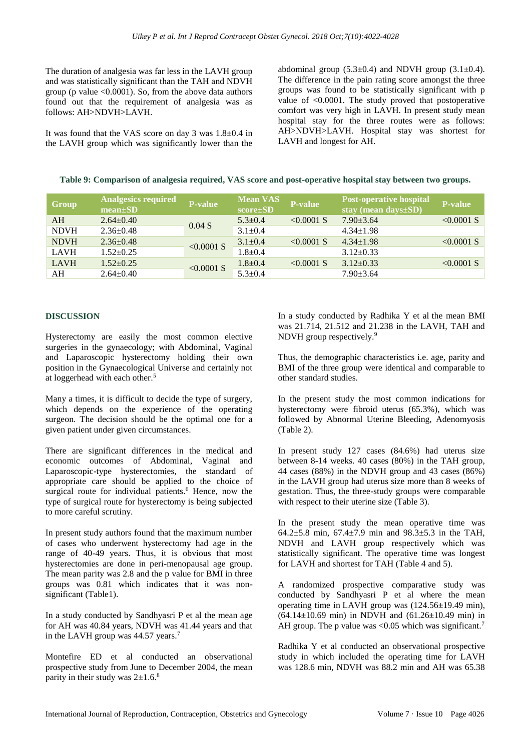The duration of analgesia was far less in the LAVH group and was statistically significant than the TAH and NDVH group (p value <0.0001). So, from the above data authors found out that the requirement of analgesia was as follows: AH>NDVH>LAVH.

It was found that the VAS score on day 3 was 1.8±0.4 in the LAVH group which was significantly lower than the abdominal group (5.3±0.4) and NDVH group (3.1±0.4). The difference in the pain rating score amongst the three groups was found to be statistically significant with p value of <0.0001. The study proved that postoperative comfort was very high in LAVH. In present study mean hospital stay for the three routes were as follows: AH>NDVH>LAVH. Hospital stay was shortest for LAVH and longest for AH.

**Table 9: Comparison of analgesia required, VAS score and post-operative hospital stay between two groups.**

| Group | Analgesics required mean±SD | P-value | Mean VAS score±SD | P-value | Post-operative hospital stay (mean days±SD) | P-value |
|---|---|---|---|---|---|---|
| AH | 2.64±0.40 | 0.04 S | 5.3±0.4 | <0.0001 S | 7.90±3.64 | <0.0001 S |
| NDVH | 2.36±0.48 | | 3.1±0.4 | | 4.34±1.98 | |
| NDVH | 2.36±0.48 | <0.0001 S | 3.1±0.4 | <0.0001 S | 4.34±1.98 | <0.0001 S |
| LAVH | 1.52±0.25 | | 1.8±0.4 | | 3.12±0.33 | |
| LAVH | 1.52±0.25 | <0.0001 S | 1.8±0.4 | <0.0001 S | 3.12±0.33 | <0.0001 S |
| AH | 2.64±0.40 | | 5.3±0.4 | | 7.90±3.64 | |

## DISCUSSION

Hysterectomy are easily the most common elective surgeries in the gynaecology; with Abdominal, Vaginal and Laparoscopic hysterectomy holding their own position in the Gynaecological Universe and certainly not at loggerhead with each other.[5]

Many a times, it is difficult to decide the type of surgery, which depends on the experience of the operating surgeon. The decision should be the optimal one for a given patient under given circumstances.

There are significant differences in the medical and economic outcomes of Abdominal, Vaginal and Laparoscopic-type hysterectomies, the standard of appropriate care should be applied to the choice of surgical route for individual patients.[6] Hence, now the type of surgical route for hysterectomy is being subjected to more careful scrutiny.

In present study authors found that the maximum number of cases who underwent hysterectomy had age in the range of 40-49 years. Thus, it is obvious that most hysterectomies are done in peri-menopausal age group. The mean parity was 2.8 and the p value for BMI in three groups was 0.81 which indicates that it was non-significant (Table1).

In a study conducted by Sandhyasri P et al the mean age for AH was 40.84 years, NDVH was 41.44 years and that in the LAVH group was 44.57 years.[7]

Montefire ED et al conducted an observational prospective study from June to December 2004, the mean parity in their study was 2±1.6.[8]

In a study conducted by Radhika Y et al the mean BMI was 21.714, 21.512 and 21.238 in the LAVH, TAH and NDVH group respectively.[9]

Thus, the demographic characteristics i.e. age, parity and BMI of the three group were identical and comparable to other standard studies.

In the present study the most common indications for hysterectomy were fibroid uterus (65.3%), which was followed by Abnormal Uterine Bleeding, Adenomyosis (Table 2).

In present study 127 cases (84.6%) had uterus size between 8-14 weeks. 40 cases (80%) in the TAH group, 44 cases (88%) in the NDVH group and 43 cases (86%) in the LAVH group had uterus size more than 8 weeks of gestation. Thus, the three-study groups were comparable with respect to their uterine size (Table 3).

In the present study the mean operative time was 64.2±5.8 min, 67.4±7.9 min and 98.3±5.3 in the TAH, NDVH and LAVH group respectively which was statistically significant. The operative time was longest for LAVH and shortest for TAH (Table 4 and 5).

A randomized prospective comparative study was conducted by Sandhyasri P et al where the mean operating time in LAVH group was (124.56±19.49 min), (64.14±10.69 min) in NDVH and (61.26±10.49 min) in AH group. The p value was <0.05 which was significant.[7]

Radhika Y et al conducted an observational prospective study in which included the operating time for LAVH was 128.6 min, NDVH was 88.2 min and AH was 65.38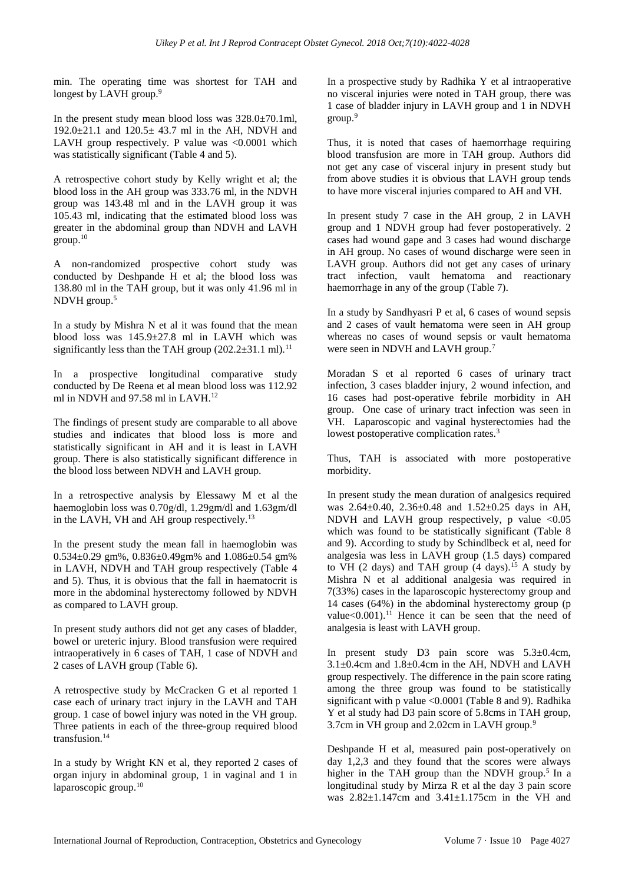min. The operating time was shortest for TAH and longest by LAVH group.[9]

In the present study mean blood loss was 328.0±70.1ml, 192.0±21.1 and 120.5± 43.7 ml in the AH, NDVH and LAVH group respectively. P value was <0.0001 which was statistically significant (Table 4 and 5).

A retrospective cohort study by Kelly wright et al; the blood loss in the AH group was 333.76 ml, in the NDVH group was 143.48 ml and in the LAVH group it was 105.43 ml, indicating that the estimated blood loss was greater in the abdominal group than NDVH and LAVH group.[10]

A non-randomized prospective cohort study was conducted by Deshpande H et al; the blood loss was 138.80 ml in the TAH group, but it was only 41.96 ml in NDVH group.[5]

In a study by Mishra N et al it was found that the mean blood loss was 145.9±27.8 ml in LAVH which was significantly less than the TAH group (202.2±31.1 ml).[11]

In a prospective longitudinal comparative study conducted by De Reena et al mean blood loss was 112.92 ml in NDVH and 97.58 ml in LAVH.[12]

The findings of present study are comparable to all above studies and indicates that blood loss is more and statistically significant in AH and it is least in LAVH group. There is also statistically significant difference in the blood loss between NDVH and LAVH group.

In a retrospective analysis by Elessawy M et al the haemoglobin loss was 0.70g/dl, 1.29gm/dl and 1.63gm/dl in the LAVH, VH and AH group respectively.[13]

In the present study the mean fall in haemoglobin was 0.534±0.29 gm%, 0.836±0.49gm% and 1.086±0.54 gm% in LAVH, NDVH and TAH group respectively (Table 4 and 5). Thus, it is obvious that the fall in haematocrit is more in the abdominal hysterectomy followed by NDVH as compared to LAVH group.

In present study authors did not get any cases of bladder, bowel or ureteric injury. Blood transfusion were required intraoperatively in 6 cases of TAH, 1 case of NDVH and 2 cases of LAVH group (Table 6).

A retrospective study by McCracken G et al reported 1 case each of urinary tract injury in the LAVH and TAH group. 1 case of bowel injury was noted in the VH group. Three patients in each of the three-group required blood transfusion.[14]

In a study by Wright KN et al, they reported 2 cases of organ injury in abdominal group, 1 in vaginal and 1 in laparoscopic group.[10]

In a prospective study by Radhika Y et al intraoperative no visceral injuries were noted in TAH group, there was 1 case of bladder injury in LAVH group and 1 in NDVH group.[9]

Thus, it is noted that cases of haemorrhage requiring blood transfusion are more in TAH group. Authors did not get any case of visceral injury in present study but from above studies it is obvious that LAVH group tends to have more visceral injuries compared to AH and VH.

In present study 7 case in the AH group, 2 in LAVH group and 1 NDVH group had fever postoperatively. 2 cases had wound gape and 3 cases had wound discharge in AH group. No cases of wound discharge were seen in LAVH group. Authors did not get any cases of urinary tract infection, vault hematoma and reactionary haemorrhage in any of the group (Table 7).

In a study by Sandhyasri P et al, 6 cases of wound sepsis and 2 cases of vault hematoma were seen in AH group whereas no cases of wound sepsis or vault hematoma were seen in NDVH and LAVH group.[7]

Moradan S et al reported 6 cases of urinary tract infection, 3 cases bladder injury, 2 wound infection, and 16 cases had post-operative febrile morbidity in AH group. One case of urinary tract infection was seen in VH. Laparoscopic and vaginal hysterectomies had the lowest postoperative complication rates.[3]

Thus, TAH is associated with more postoperative morbidity.

In present study the mean duration of analgesics required was 2.64±0.40, 2.36±0.48 and 1.52±0.25 days in AH, NDVH and LAVH group respectively, p value <0.05 which was found to be statistically significant (Table 8 and 9). According to study by Schindlbeck et al, need for analgesia was less in LAVH group (1.5 days) compared to VH (2 days) and TAH group (4 days).[15] A study by Mishra N et al additional analgesia was required in 7(33%) cases in the laparoscopic hysterectomy group and 14 cases (64%) in the abdominal hysterectomy group (p value<0.001).[11] Hence it can be seen that the need of analgesia is least with LAVH group.

In present study D3 pain score was 5.3±0.4cm, 3.1±0.4cm and 1.8±0.4cm in the AH, NDVH and LAVH group respectively. The difference in the pain score rating among the three group was found to be statistically significant with p value <0.0001 (Table 8 and 9). Radhika Y et al study had D3 pain score of 5.8cms in TAH group, 3.7cm in VH group and 2.02cm in LAVH group.[9]

Deshpande H et al, measured pain post-operatively on day 1,2,3 and they found that the scores were always higher in the TAH group than the NDVH group.[5] In a longitudinal study by Mirza R et al the day 3 pain score was 2.82±1.147cm and 3.41±1.175cm in the VH and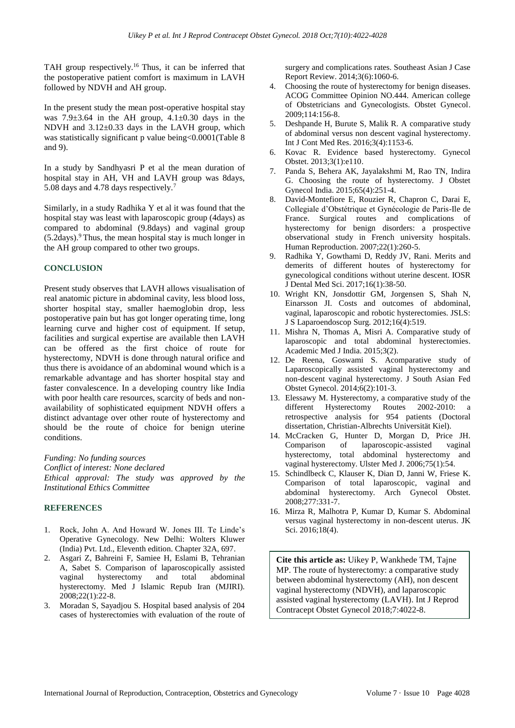TAH group respectively.[16] Thus, it can be inferred that the postoperative patient comfort is maximum in LAVH followed by NDVH and AH group.

In the present study the mean post-operative hospital stay was 7.9±3.64 in the AH group, 4.1±0.30 days in the NDVH and 3.12±0.33 days in the LAVH group, which was statistically significant p value being<0.0001(Table 8 and 9).

In a study by Sandhyasri P et al the mean duration of hospital stay in AH, VH and LAVH group was 8days, 5.08 days and 4.78 days respectively.[7]

Similarly, in a study Radhika Y et al it was found that the hospital stay was least with laparoscopic group (4days) as compared to abdominal (9.8days) and vaginal group (5.2days).[9] Thus, the mean hospital stay is much longer in the AH group compared to other two groups.

## CONCLUSION

Present study observes that LAVH allows visualisation of real anatomic picture in abdominal cavity, less blood loss, shorter hospital stay, smaller haemoglobin drop, less postoperative pain but has got longer operating time, long learning curve and higher cost of equipment. If setup, facilities and surgical expertise are available then LAVH can be offered as the first choice of route for hysterectomy, NDVH is done through natural orifice and thus there is avoidance of an abdominal wound which is a remarkable advantage and has shorter hospital stay and faster convalescence. In a developing country like India with poor health care resources, scarcity of beds and non-availability of sophisticated equipment NDVH offers a distinct advantage over other route of hysterectomy and should be the route of choice for benign uterine conditions.

*Funding: No funding sources*
*Conflict of interest: None declared*
*Ethical approval: The study was approved by the Institutional Ethics Committee*

## REFERENCES

1. Rock, John A. And Howard W. Jones III. Te Linde's Operative Gynecology. New Delhi: Wolters Kluwer (India) Pvt. Ltd., Eleventh edition. Chapter 32A, 697.
2. Asgari Z, Bahreini F, Samiee H, Eslami B, Tehranian A, Sabet S. Comparison of laparoscopically assisted vaginal hysterectomy and total abdominal hysterectomy. Med J Islamic Repub Iran (MJIRI). 2008;22(1):22-8.
3. Moradan S, Sayadjou S. Hospital based analysis of 204 cases of hysterectomies with evaluation of the route of surgery and complications rates. Southeast Asian J Case Report Review. 2014;3(6):1060-6.
4. Choosing the route of hysterectomy for benign diseases. ACOG Committee Opinion NO.444. American college of Obstetricians and Gynecologists. Obstet Gynecol. 2009;114:156-8.
5. Deshpande H, Burute S, Malik R. A comparative study of abdominal versus non descent vaginal hysterectomy. Int J Cont Med Res. 2016;3(4):1153-6.
6. Kovac R. Evidence based hysterectomy. Gynecol Obstet. 2013;3(1):e110.
7. Panda S, Behera AK, Jayalakshmi M, Rao TN, Indira G. Choosing the route of hysterectomy. J Obstet Gynecol India. 2015;65(4):251-4.
8. David-Montefiore E, Rouzier R, Chapron C, Darai E, Collegiale d'Obstétrique et Gynécologie de Paris-Ile de France. Surgical routes and complications of hysterectomy for benign disorders: a prospective observational study in French university hospitals. Human Reproduction. 2007;22(1):260-5.
9. Radhika Y, Gowthami D, Reddy JV, Rani. Merits and demerits of different houtes of hysterectomy for gynecological conditions without uterine descent. IOSR J Dental Med Sci. 2017;16(1):38-50.
10. Wright KN, Jonsdottir GM, Jorgensen S, Shah N, Einarsson JI. Costs and outcomes of abdominal, vaginal, laparoscopic and robotic hysterectomies. JSLS: J S Laparoendoscop Surg. 2012;16(4):519.
11. Mishra N, Thomas A, Misri A. Comparative study of laparoscopic and total abdominal hysterectomies. Academic Med J India. 2015;3(2).
12. De Reena, Goswami S. Acomparative study of Laparoscopically assisted vaginal hysterectomy and non-descent vaginal hysterectomy. J South Asian Fed Obstet Gynecol. 2014;6(2):101-3.
13. Elessawy M. Hysterectomy, a comparative study of the different Hysterectomy Routes 2002-2010: a retrospective analysis for 954 patients (Doctoral dissertation, Christian-Albrechts Universität Kiel).
14. McCracken G, Hunter D, Morgan D, Price JH. Comparison of laparoscopic-assisted vaginal hysterectomy, total abdominal hysterectomy and vaginal hysterectomy. Ulster Med J. 2006;75(1):54.
15. Schindlbeck C, Klauser K, Dian D, Janni W, Friese K. Comparison of total laparoscopic, vaginal and abdominal hysterectomy. Arch Gynecol Obstet. 2008;277:331-7.
16. Mirza R, Malhotra P, Kumar D, Kumar S. Abdominal versus vaginal hysterectomy in non-descent uterus. JK Sci. 2016;18(4).

**Cite this article as:** Uikey P, Wankhede TM, Tajne MP. The route of hysterectomy: a comparative study between abdominal hysterectomy (AH), non descent vaginal hysterectomy (NDVH), and laparoscopic assisted vaginal hysterectomy (LAVH). Int J Reprod Contracept Obstet Gynecol 2018;7:4022-8.